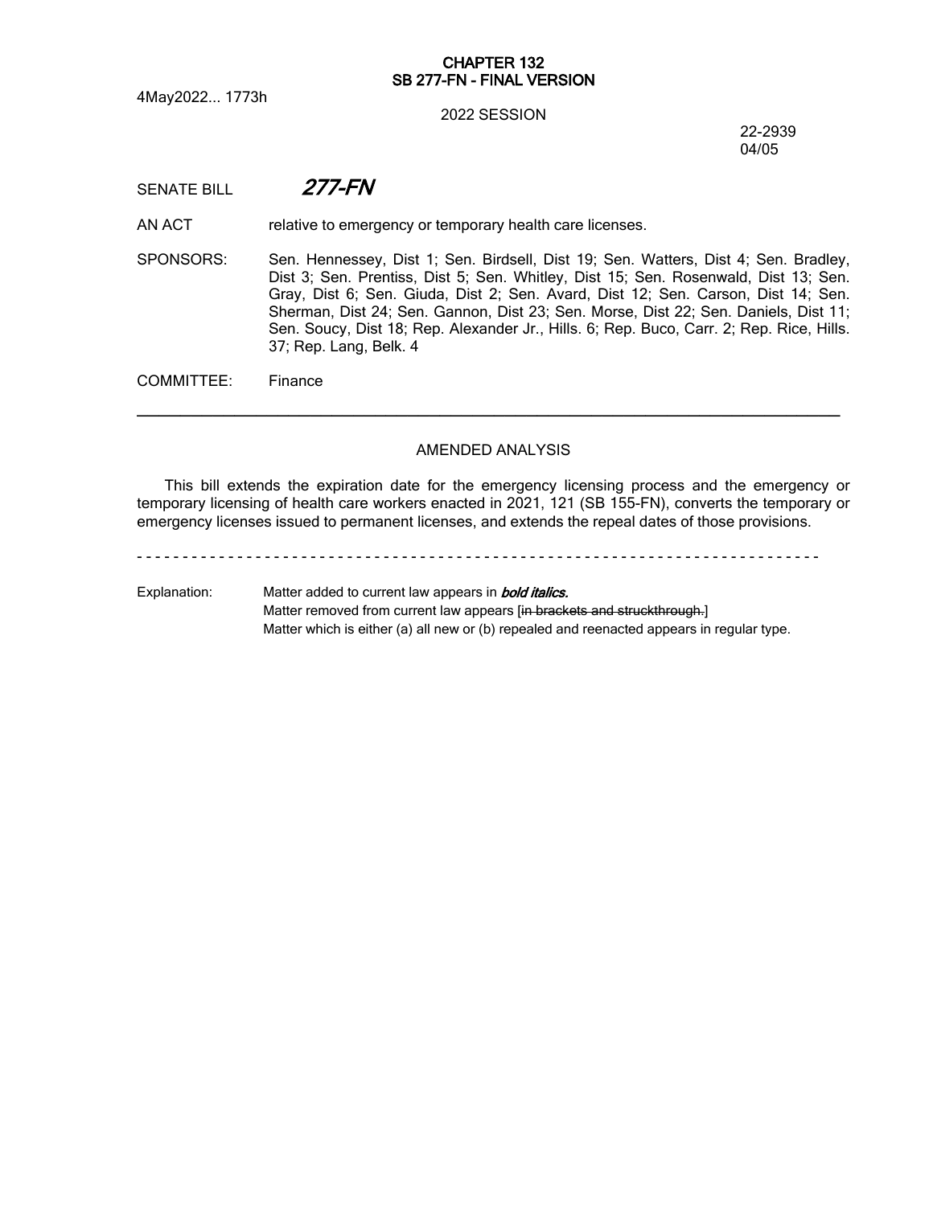**CHAPTER 132**
**SB 277-FN - FINAL VERSION**

4May2022... 1773h

2022 SESSION

22-2939
04/05

SENATE BILL ***277-FN***

AN ACT relative to emergency or temporary health care licenses.

SPONSORS: Sen. Hennessey, Dist 1; Sen. Birdsell, Dist 19; Sen. Watters, Dist 4; Sen. Bradley, Dist 3; Sen. Prentiss, Dist 5; Sen. Whitley, Dist 15; Sen. Rosenwald, Dist 13; Sen. Gray, Dist 6; Sen. Giuda, Dist 2; Sen. Avard, Dist 12; Sen. Carson, Dist 14; Sen. Sherman, Dist 24; Sen. Gannon, Dist 23; Sen. Morse, Dist 22; Sen. Daniels, Dist 11; Sen. Soucy, Dist 18; Rep. Alexander Jr., Hills. 6; Rep. Buco, Carr. 2; Rep. Rice, Hills. 37; Rep. Lang, Belk. 4

COMMITTEE: Finance

---

AMENDED ANALYSIS

This bill extends the expiration date for the emergency licensing process and the emergency or temporary licensing of health care workers enacted in 2021, 121 (SB 155-FN), converts the temporary or emergency licenses issued to permanent licenses, and extends the repeal dates of those provisions.

- - - - - - - - - - - - - - - - - - - - - - - - - - - - - - - - - - - - - - - - - - - - - - - - - - - - - - - - - - - - - - - - - - - - - - - - - -

Explanation: Matter added to current law appears in ***bold italics.***
Matter removed from current law appears [~~in brackets and struckthrough.~~]
Matter which is either (a) all new or (b) repealed and reenacted appears in regular type.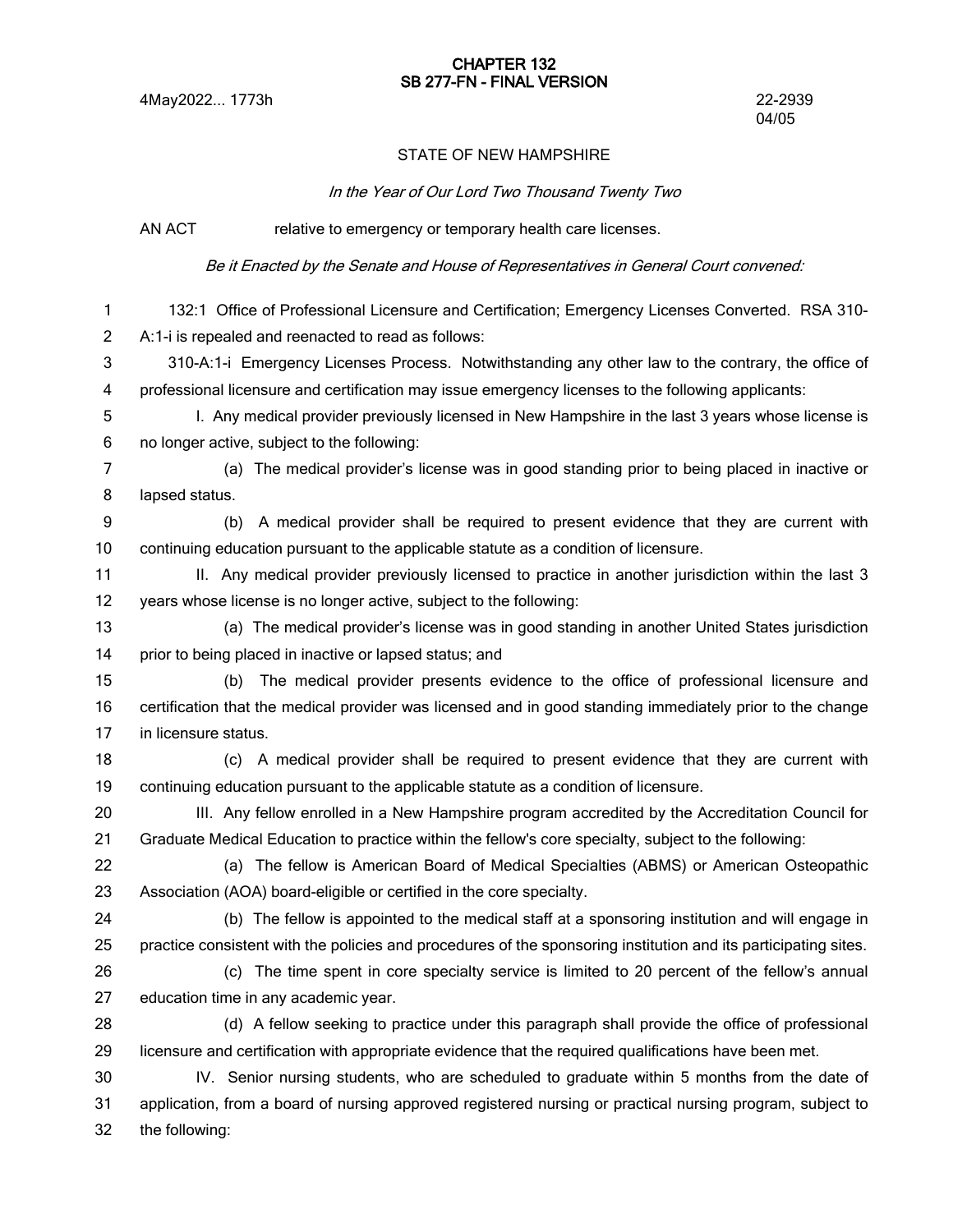# CHAPTER 132
## SB 277-FN - FINAL VERSION

4May2022... 1773h

22-2939
04/05

STATE OF NEW HAMPSHIRE

*In the Year of Our Lord Two Thousand Twenty Two*

AN ACT relative to emergency or temporary health care licenses.

*Be it Enacted by the Senate and House of Representatives in General Court convened:*

132:1 Office of Professional Licensure and Certification; Emergency Licenses Converted. RSA 310-A:1-i is repealed and reenacted to read as follows:

310-A:1-i Emergency Licenses Process. Notwithstanding any other law to the contrary, the office of professional licensure and certification may issue emergency licenses to the following applicants:

I. Any medical provider previously licensed in New Hampshire in the last 3 years whose license is no longer active, subject to the following:

(a) The medical provider's license was in good standing prior to being placed in inactive or lapsed status.

(b) A medical provider shall be required to present evidence that they are current with continuing education pursuant to the applicable statute as a condition of licensure.

II. Any medical provider previously licensed to practice in another jurisdiction within the last 3 years whose license is no longer active, subject to the following:

(a) The medical provider's license was in good standing in another United States jurisdiction prior to being placed in inactive or lapsed status; and

(b) The medical provider presents evidence to the office of professional licensure and certification that the medical provider was licensed and in good standing immediately prior to the change in licensure status.

(c) A medical provider shall be required to present evidence that they are current with continuing education pursuant to the applicable statute as a condition of licensure.

III. Any fellow enrolled in a New Hampshire program accredited by the Accreditation Council for Graduate Medical Education to practice within the fellow's core specialty, subject to the following:

(a) The fellow is American Board of Medical Specialties (ABMS) or American Osteopathic Association (AOA) board-eligible or certified in the core specialty.

(b) The fellow is appointed to the medical staff at a sponsoring institution and will engage in practice consistent with the policies and procedures of the sponsoring institution and its participating sites.

(c) The time spent in core specialty service is limited to 20 percent of the fellow's annual education time in any academic year.

(d) A fellow seeking to practice under this paragraph shall provide the office of professional licensure and certification with appropriate evidence that the required qualifications have been met.

IV. Senior nursing students, who are scheduled to graduate within 5 months from the date of application, from a board of nursing approved registered nursing or practical nursing program, subject to the following: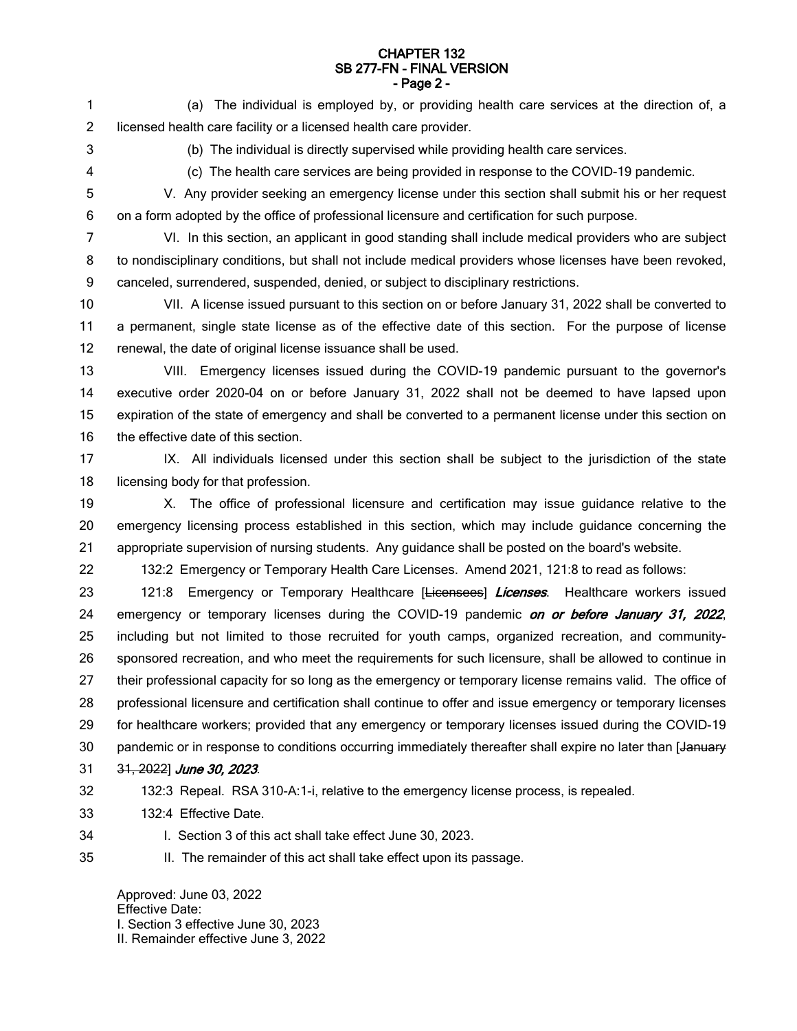(a) The individual is employed by, or providing health care services at the direction of, a licensed health care facility or a licensed health care provider.

(b) The individual is directly supervised while providing health care services.

(c) The health care services are being provided in response to the COVID-19 pandemic.

V. Any provider seeking an emergency license under this section shall submit his or her request on a form adopted by the office of professional licensure and certification for such purpose.

VI. In this section, an applicant in good standing shall include medical providers who are subject to nondisciplinary conditions, but shall not include medical providers whose licenses have been revoked, canceled, surrendered, suspended, denied, or subject to disciplinary restrictions.

VII. A license issued pursuant to this section on or before January 31, 2022 shall be converted to a permanent, single state license as of the effective date of this section. For the purpose of license renewal, the date of original license issuance shall be used.

VIII. Emergency licenses issued during the COVID-19 pandemic pursuant to the governor's executive order 2020-04 on or before January 31, 2022 shall not be deemed to have lapsed upon expiration of the state of emergency and shall be converted to a permanent license under this section on the effective date of this section.

IX. All individuals licensed under this section shall be subject to the jurisdiction of the state licensing body for that profession.

X. The office of professional licensure and certification may issue guidance relative to the emergency licensing process established in this section, which may include guidance concerning the appropriate supervision of nursing students. Any guidance shall be posted on the board's website.

132:2 Emergency or Temporary Health Care Licenses. Amend 2021, 121:8 to read as follows:

121:8 Emergency or Temporary Healthcare [~~Licensees~~] ***Licenses***. Healthcare workers issued emergency or temporary licenses during the COVID-19 pandemic ***on or before January 31, 2022***, including but not limited to those recruited for youth camps, organized recreation, and community-sponsored recreation, and who meet the requirements for such licensure, shall be allowed to continue in their professional capacity for so long as the emergency or temporary license remains valid. The office of professional licensure and certification shall continue to offer and issue emergency or temporary licenses for healthcare workers; provided that any emergency or temporary licenses issued during the COVID-19 pandemic or in response to conditions occurring immediately thereafter shall expire no later than [~~January 31, 2022~~] ***June 30, 2023***.

132:3 Repeal. RSA 310-A:1-i, relative to the emergency license process, is repealed.

132:4 Effective Date.

I. Section 3 of this act shall take effect June 30, 2023.

II. The remainder of this act shall take effect upon its passage.

Approved: June 03, 2022
Effective Date:
I. Section 3 effective June 30, 2023
II. Remainder effective June 3, 2022